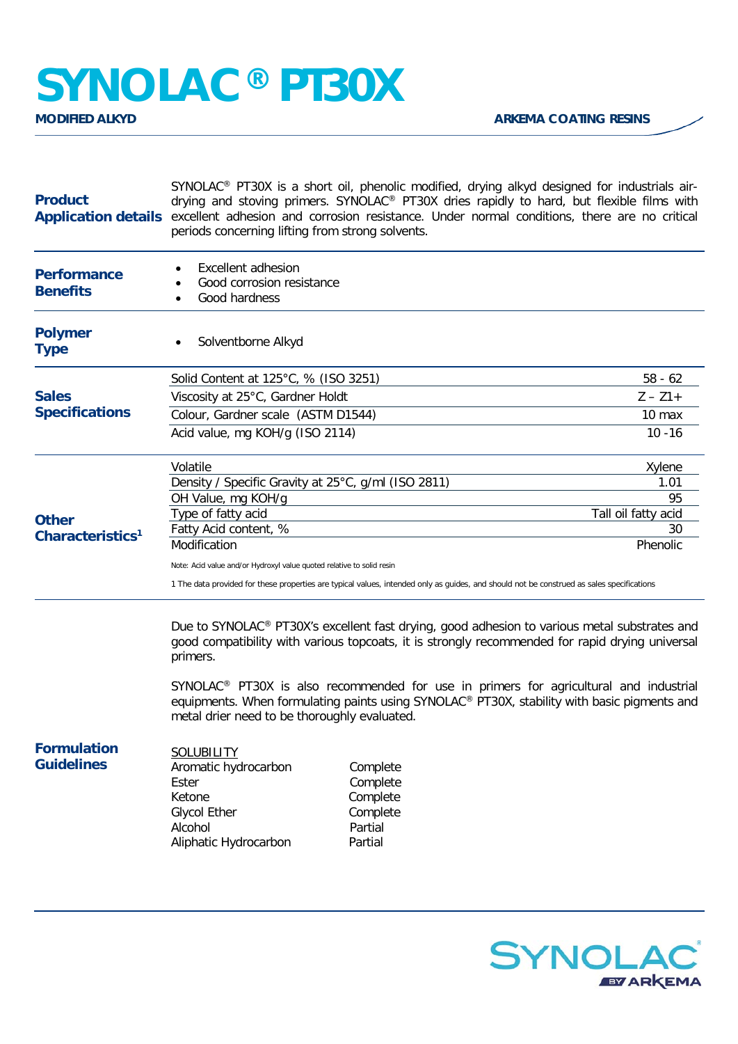# SYNOLAC® PT30X

**MODIFIED ALKYD** **ARKEMA COATING RESINS**

## Product Application details

SYNOLAC® PT30X is a short oil, phenolic modified, drying alkyd designed for industrials air-drying and stoving primers. SYNOLAC® PT30X dries rapidly to hard, but flexible films with excellent adhesion and corrosion resistance. Under normal conditions, there are no critical periods concerning lifting from strong solvents.

## Performance Benefits

- Excellent adhesion
- Good corrosion resistance
- Good hardness

## Polymer Type

- Solventborne Alkyd

## Sales Specifications

| | |
|---|---|
| Solid Content at 125°C, % (ISO 3251) | 58 - 62 |
| Viscosity at 25°C, Gardner Holdt | Z – Z1+ |
| Colour, Gardner scale (ASTM D1544) | 10 max |
| Acid value, mg KOH/g (ISO 2114) | 10 -16 |

## Other Characteristics[1]

| | |
|---|---|
| Volatile | Xylene |
| Density / Specific Gravity at 25°C, g/ml (ISO 2811) | 1.01 |
| OH Value, mg KOH/g | 95 |
| Type of fatty acid | Tall oil fatty acid |
| Fatty Acid content, % | 30 |
| Modification | Phenolic |

Note: Acid value and/or Hydroxyl value quoted relative to solid resin

1 The data provided for these properties are typical values, intended only as guides, and should not be construed as sales specifications

## Formulation Guidelines

Due to SYNOLAC® PT30X's excellent fast drying, good adhesion to various metal substrates and good compatibility with various topcoats, it is strongly recommended for rapid drying universal primers.

SYNOLAC® PT30X is also recommended for use in primers for agricultural and industrial equipments. When formulating paints using SYNOLAC® PT30X, stability with basic pigments and metal drier need to be thoroughly evaluated.

SOLUBILITY

| | |
|---|---|
| Aromatic hydrocarbon | Complete |
| Ester | Complete |
| Ketone | Complete |
| Glycol Ether | Complete |
| Alcohol | Partial |
| Aliphatic Hydrocarbon | Partial |

SYNOLAC® BY ARKEMA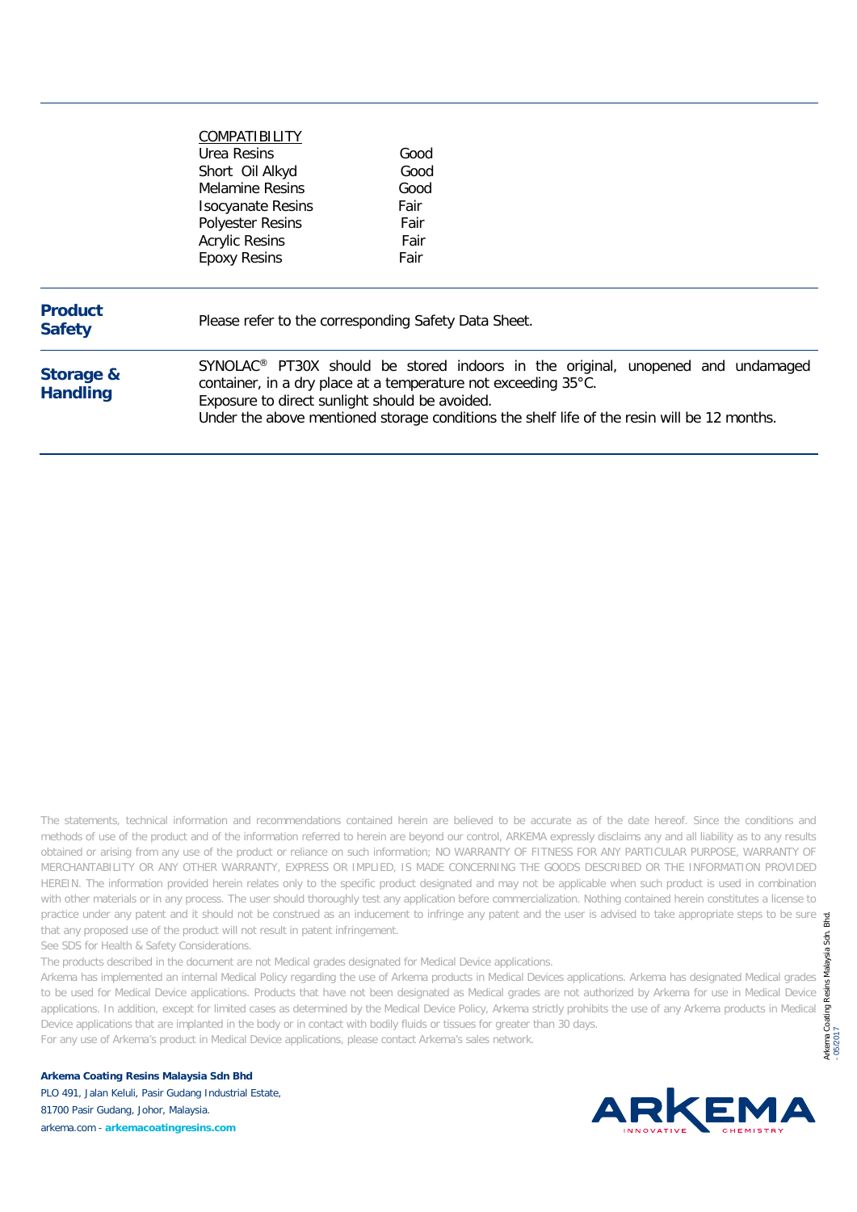COMPATIBILITY

| | |
|---|---|
| Urea Resins | Good |
| Short Oil Alkyd | Good |
| Melamine Resins | Good |
| Isocyanate Resins | Fair |
| Polyester Resins | Fair |
| Acrylic Resins | Fair |
| Epoxy Resins | Fair |

## Product Safety

Please refer to the corresponding Safety Data Sheet.

## Storage & Handling

SYNOLAC® PT30X should be stored indoors in the original, unopened and undamaged container, in a dry place at a temperature not exceeding 35°C.
Exposure to direct sunlight should be avoided.
Under the above mentioned storage conditions the shelf life of the resin will be 12 months.

The statements, technical information and recommendations contained herein are believed to be accurate as of the date hereof. Since the conditions and methods of use of the product and of the information referred to herein are beyond our control, ARKEMA expressly disclaims any and all liability as to any results obtained or arising from any use of the product or reliance on such information; NO WARRANTY OF FITNESS FOR ANY PARTICULAR PURPOSE, WARRANTY OF MERCHANTABILITY OR ANY OTHER WARRANTY, EXPRESS OR IMPLIED, IS MADE CONCERNING THE GOODS DESCRIBED OR THE INFORMATION PROVIDED HEREIN. The information provided herein relates only to the specific product designated and may not be applicable when such product is used in combination with other materials or in any process. The user should thoroughly test any application before commercialization. Nothing contained herein constitutes a license to practice under any patent and it should not be construed as an inducement to infringe any patent and the user is advised to take appropriate steps to be sure that any proposed use of the product will not result in patent infringement.
See SDS for Health & Safety Considerations.
The products described in the document are not Medical grades designated for Medical Device applications.
Arkema has implemented an internal Medical Policy regarding the use of Arkema products in Medical Devices applications. Arkema has designated Medical grades to be used for Medical Device applications. Products that have not been designated as Medical grades are not authorized by Arkema for use in Medical Device applications. In addition, except for limited cases as determined by the Medical Device Policy, Arkema strictly prohibits the use of any Arkema products in Medical Device applications that are implanted in the body or in contact with bodily fluids or tissues for greater than 30 days.
For any use of Arkema's product in Medical Device applications, please contact Arkema's sales network.

Arkema Coating Resins Malaysia Sdn. Bhd. - 05/2017

**Arkema Coating Resins Malaysia Sdn Bhd**
PLO 491, Jalan Keluli, Pasir Gudang Industrial Estate,
81700 Pasir Gudang, Johor, Malaysia.
arkema.com - **arkemacoatingresins.com**

ARKEMA INNOVATIVE CHEMISTRY